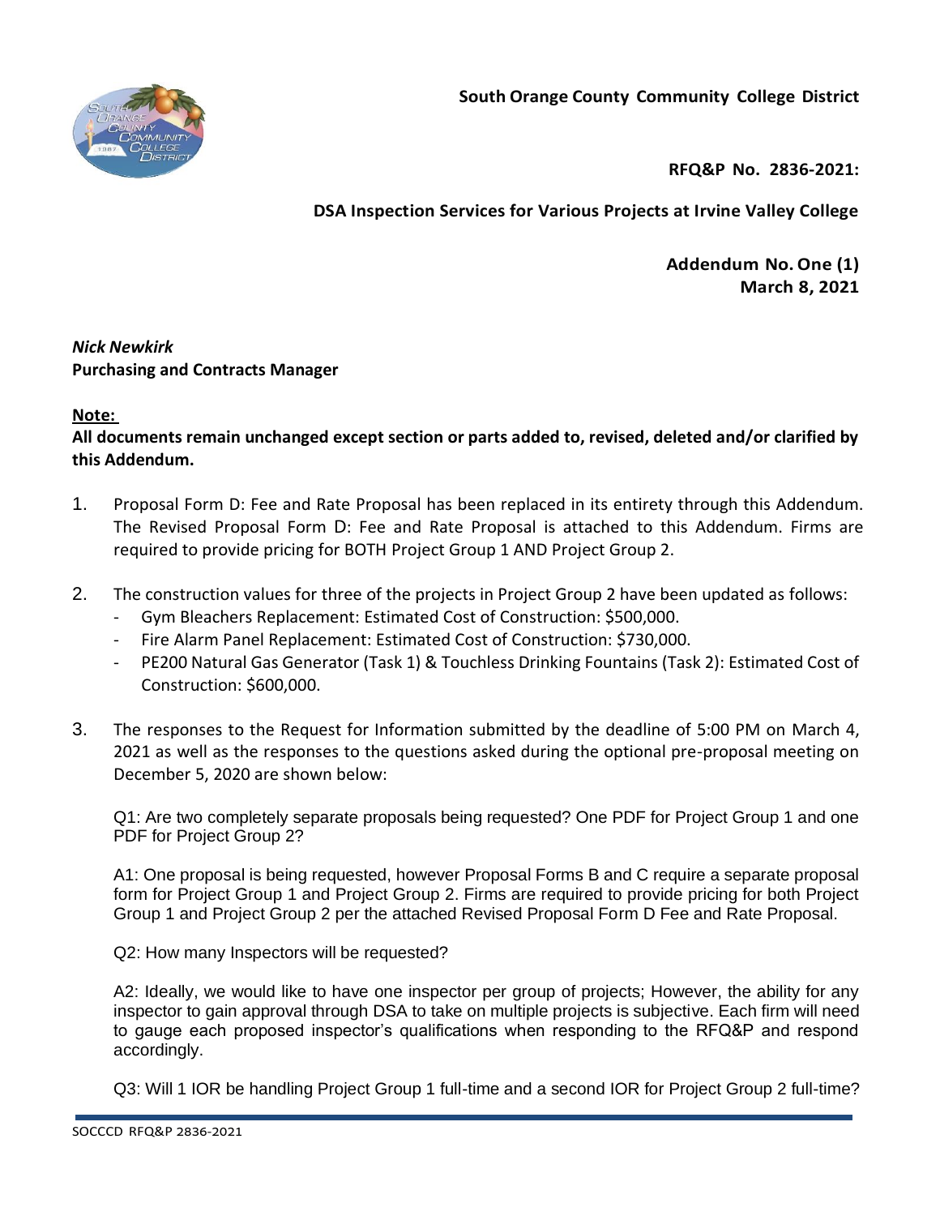**South Orange County Community College District**

**RFQ&P No. 2836-2021:**

**DSA Inspection Services for Various Projects at Irvine Valley College**

**Addendum No. One (1)**
**March 8, 2021**

***Nick Newkirk***
**Purchasing and Contracts Manager**

**Note:**
**All documents remain unchanged except section or parts added to, revised, deleted and/or clarified by this Addendum.**

1. Proposal Form D: Fee and Rate Proposal has been replaced in its entirety through this Addendum. The Revised Proposal Form D: Fee and Rate Proposal is attached to this Addendum. Firms are required to provide pricing for BOTH Project Group 1 AND Project Group 2.

2. The construction values for three of the projects in Project Group 2 have been updated as follows:
   - Gym Bleachers Replacement: Estimated Cost of Construction: $500,000.
   - Fire Alarm Panel Replacement: Estimated Cost of Construction: $730,000.
   - PE200 Natural Gas Generator (Task 1) & Touchless Drinking Fountains (Task 2): Estimated Cost of Construction: $600,000.

3. The responses to the Request for Information submitted by the deadline of 5:00 PM on March 4, 2021 as well as the responses to the questions asked during the optional pre-proposal meeting on December 5, 2020 are shown below:

   Q1: Are two completely separate proposals being requested? One PDF for Project Group 1 and one PDF for Project Group 2?

   A1: One proposal is being requested, however Proposal Forms B and C require a separate proposal form for Project Group 1 and Project Group 2. Firms are required to provide pricing for both Project Group 1 and Project Group 2 per the attached Revised Proposal Form D Fee and Rate Proposal.

   Q2: How many Inspectors will be requested?

   A2: Ideally, we would like to have one inspector per group of projects; However, the ability for any inspector to gain approval through DSA to take on multiple projects is subjective. Each firm will need to gauge each proposed inspector's qualifications when responding to the RFQ&P and respond accordingly.

   Q3: Will 1 IOR be handling Project Group 1 full-time and a second IOR for Project Group 2 full-time?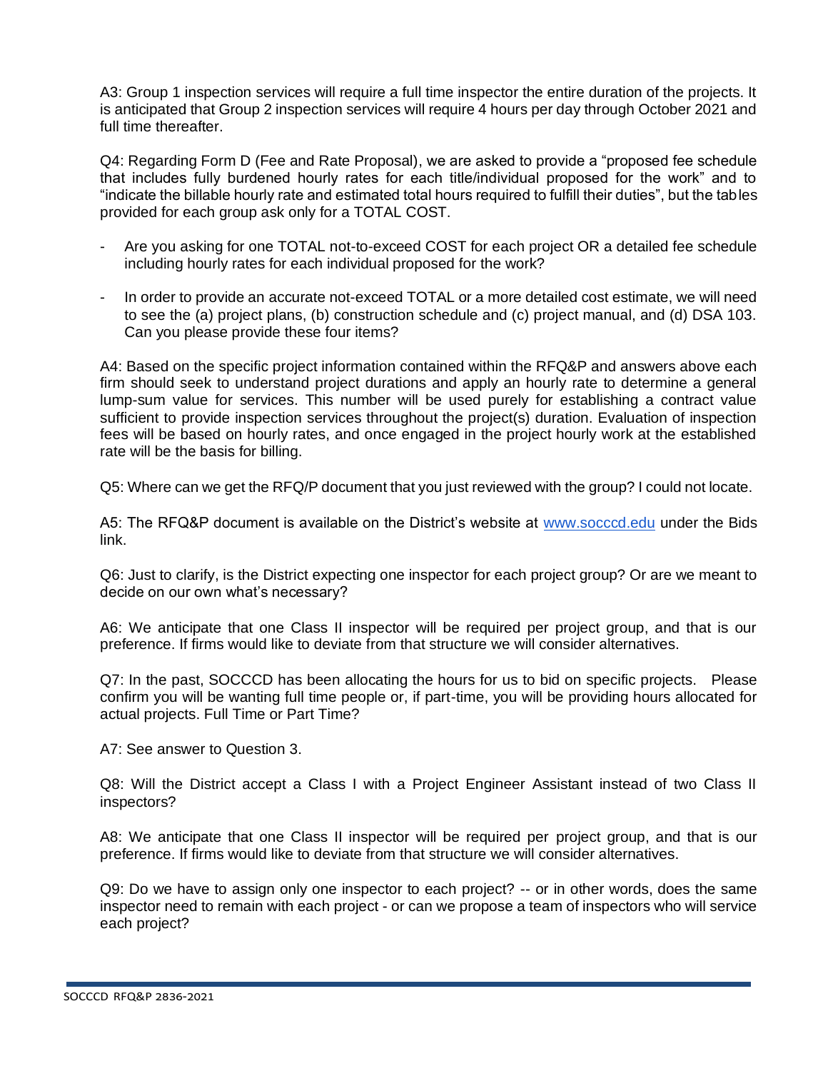A3: Group 1 inspection services will require a full time inspector the entire duration of the projects. It is anticipated that Group 2 inspection services will require 4 hours per day through October 2021 and full time thereafter.

Q4: Regarding Form D (Fee and Rate Proposal), we are asked to provide a "proposed fee schedule that includes fully burdened hourly rates for each title/individual proposed for the work" and to "indicate the billable hourly rate and estimated total hours required to fulfill their duties", but the tables provided for each group ask only for a TOTAL COST.

- Are you asking for one TOTAL not-to-exceed COST for each project OR a detailed fee schedule including hourly rates for each individual proposed for the work?
- In order to provide an accurate not-exceed TOTAL or a more detailed cost estimate, we will need to see the (a) project plans, (b) construction schedule and (c) project manual, and (d) DSA 103. Can you please provide these four items?

A4: Based on the specific project information contained within the RFQ&P and answers above each firm should seek to understand project durations and apply an hourly rate to determine a general lump-sum value for services. This number will be used purely for establishing a contract value sufficient to provide inspection services throughout the project(s) duration. Evaluation of inspection fees will be based on hourly rates, and once engaged in the project hourly work at the established rate will be the basis for billing.

Q5: Where can we get the RFQ/P document that you just reviewed with the group? I could not locate.

A5: The RFQ&P document is available on the District's website at [www.socccd.edu](http://www.socccd.edu) under the Bids link.

Q6: Just to clarify, is the District expecting one inspector for each project group? Or are we meant to decide on our own what's necessary?

A6: We anticipate that one Class II inspector will be required per project group, and that is our preference. If firms would like to deviate from that structure we will consider alternatives.

Q7: In the past, SOCCCD has been allocating the hours for us to bid on specific projects. Please confirm you will be wanting full time people or, if part-time, you will be providing hours allocated for actual projects. Full Time or Part Time?

A7: See answer to Question 3.

Q8: Will the District accept a Class I with a Project Engineer Assistant instead of two Class II inspectors?

A8: We anticipate that one Class II inspector will be required per project group, and that is our preference. If firms would like to deviate from that structure we will consider alternatives.

Q9: Do we have to assign only one inspector to each project? -- or in other words, does the same inspector need to remain with each project - or can we propose a team of inspectors who will service each project?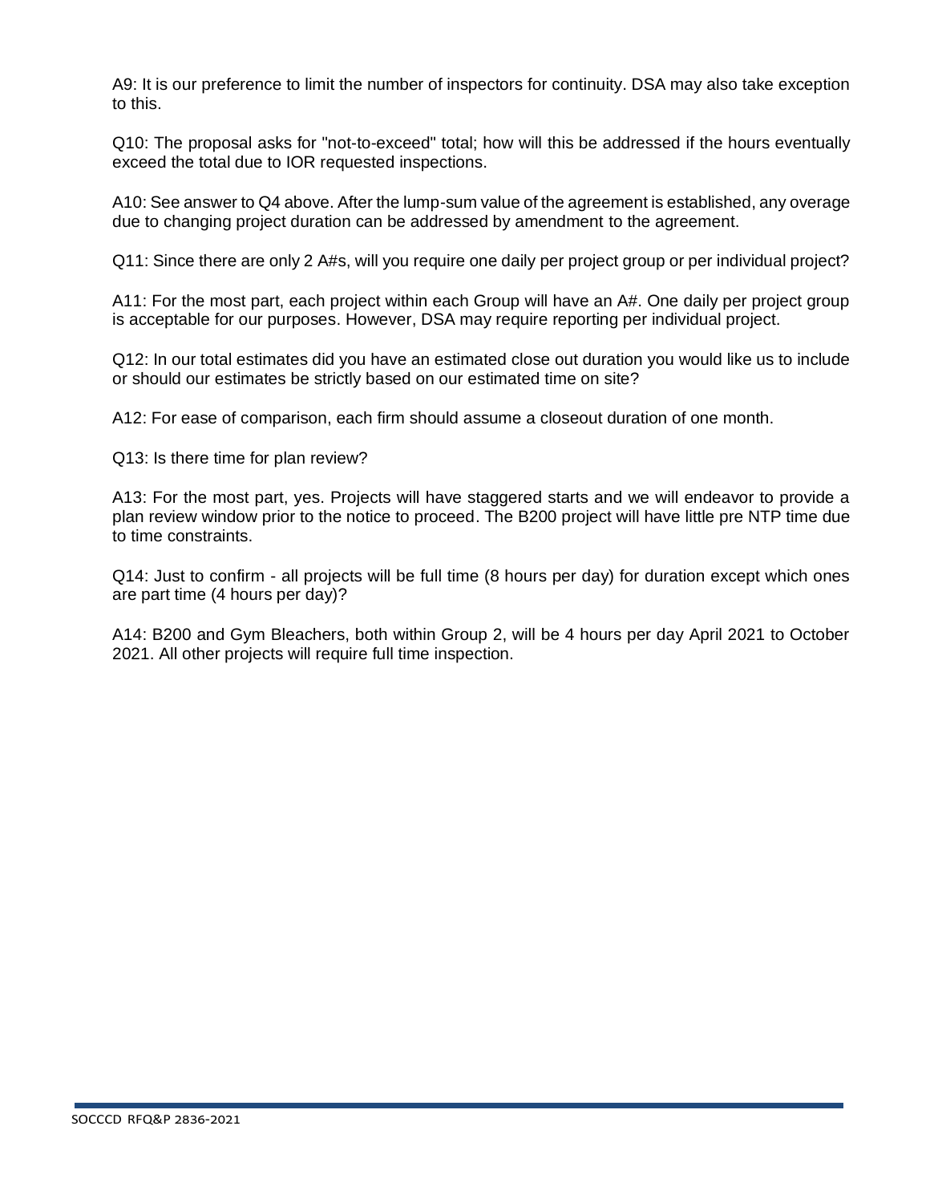A9: It is our preference to limit the number of inspectors for continuity. DSA may also take exception to this.

Q10: The proposal asks for "not-to-exceed" total; how will this be addressed if the hours eventually exceed the total due to IOR requested inspections.

A10: See answer to Q4 above. After the lump-sum value of the agreement is established, any overage due to changing project duration can be addressed by amendment to the agreement.

Q11: Since there are only 2 A#s, will you require one daily per project group or per individual project?

A11: For the most part, each project within each Group will have an A#. One daily per project group is acceptable for our purposes. However, DSA may require reporting per individual project.

Q12: In our total estimates did you have an estimated close out duration you would like us to include or should our estimates be strictly based on our estimated time on site?

A12: For ease of comparison, each firm should assume a closeout duration of one month.

Q13: Is there time for plan review?

A13: For the most part, yes. Projects will have staggered starts and we will endeavor to provide a plan review window prior to the notice to proceed. The B200 project will have little pre NTP time due to time constraints.

Q14: Just to confirm - all projects will be full time (8 hours per day) for duration except which ones are part time (4 hours per day)?

A14: B200 and Gym Bleachers, both within Group 2, will be 4 hours per day April 2021 to October 2021. All other projects will require full time inspection.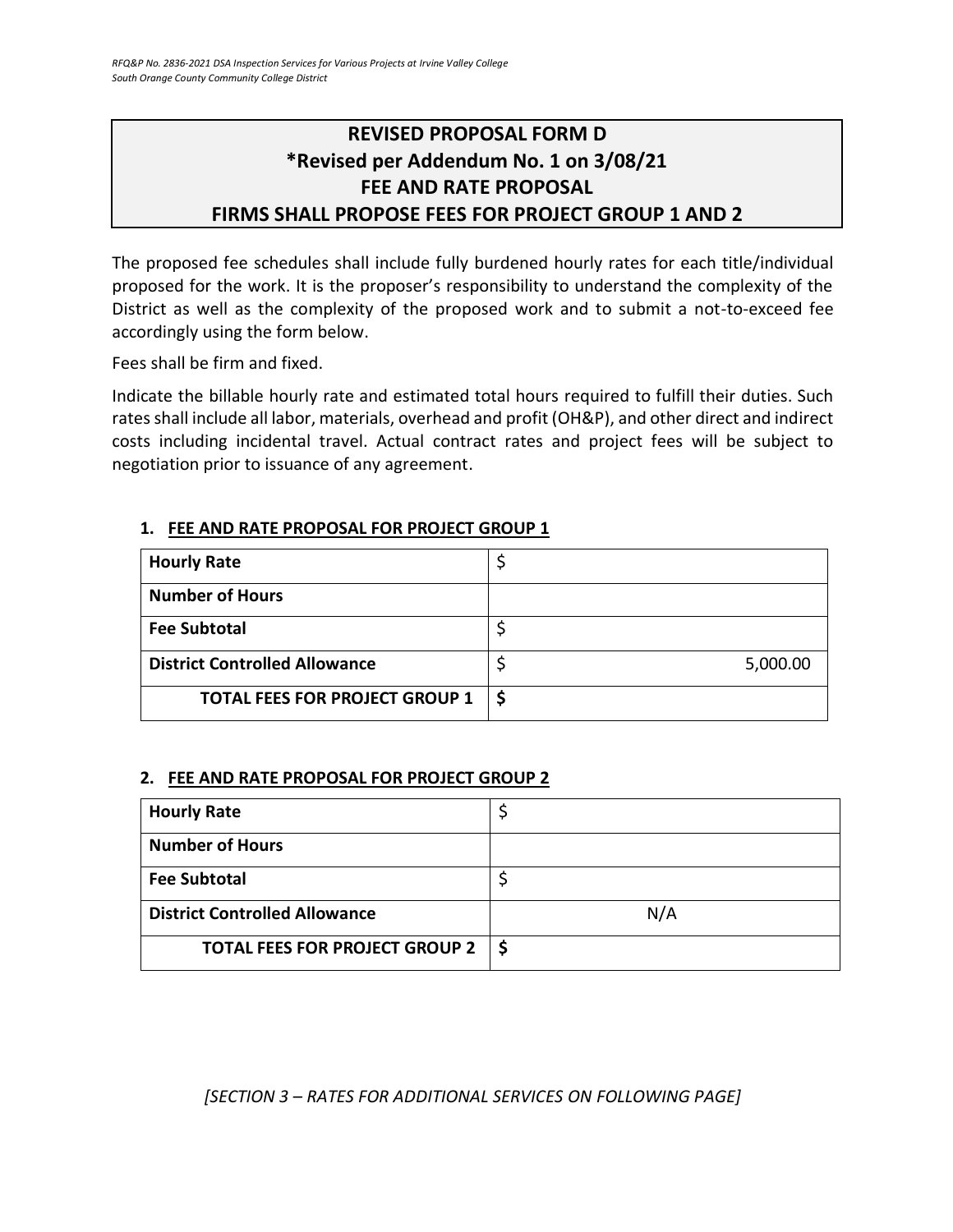# REVISED PROPOSAL FORM D
# *Revised per Addendum No. 1 on 3/08/21
# FEE AND RATE PROPOSAL
# FIRMS SHALL PROPOSE FEES FOR PROJECT GROUP 1 AND 2

The proposed fee schedules shall include fully burdened hourly rates for each title/individual proposed for the work. It is the proposer's responsibility to understand the complexity of the District as well as the complexity of the proposed work and to submit a not-to-exceed fee accordingly using the form below.

Fees shall be firm and fixed.

Indicate the billable hourly rate and estimated total hours required to fulfill their duties. Such rates shall include all labor, materials, overhead and profit (OH&P), and other direct and indirect costs including incidental travel. Actual contract rates and project fees will be subject to negotiation prior to issuance of any agreement.

### 1. FEE AND RATE PROPOSAL FOR PROJECT GROUP 1

| | |
|---|---|
| **Hourly Rate** | $ |
| **Number of Hours** | |
| **Fee Subtotal** | $ |
| **District Controlled Allowance** | $ 5,000.00 |
| **TOTAL FEES FOR PROJECT GROUP 1** | **$** |

### 2. FEE AND RATE PROPOSAL FOR PROJECT GROUP 2

| | |
|---|---|
| **Hourly Rate** | $ |
| **Number of Hours** | |
| **Fee Subtotal** | $ |
| **District Controlled Allowance** | N/A |
| **TOTAL FEES FOR PROJECT GROUP 2** | **$** |

*[SECTION 3 – RATES FOR ADDITIONAL SERVICES ON FOLLOWING PAGE]*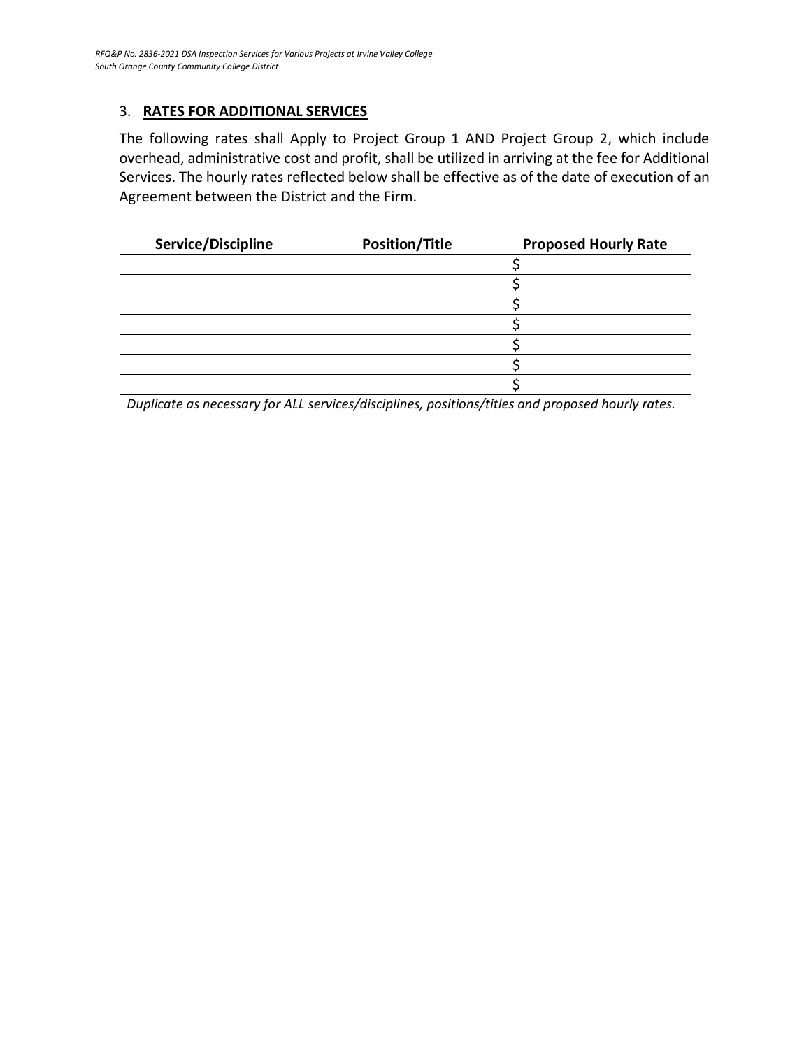3. **RATES FOR ADDITIONAL SERVICES**

The following rates shall Apply to Project Group 1 AND Project Group 2, which include overhead, administrative cost and profit, shall be utilized in arriving at the fee for Additional Services. The hourly rates reflected below shall be effective as of the date of execution of an Agreement between the District and the Firm.

| Service/Discipline | Position/Title | Proposed Hourly Rate |
|---|---|---|
| | | $ |
| | | $ |
| | | $ |
| | | $ |
| | | $ |
| | | $ |
| | | $ |
| *Duplicate as necessary for ALL services/disciplines, positions/titles and proposed hourly rates.* | | |